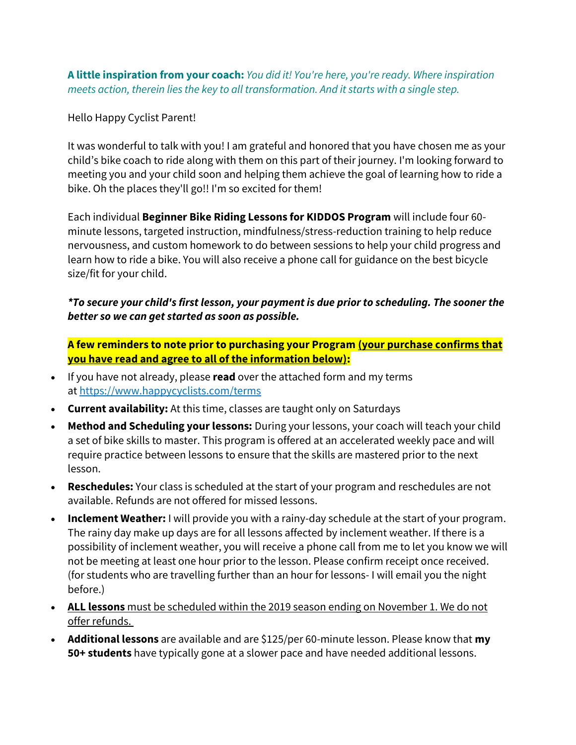**A little inspiration from your coach:** *You did it! You're here, you're ready. Where inspiration meets action, therein lies the key to all transformation. And it starts with a single step.*

Hello Happy Cyclist Parent!

It was wonderful to talk with you! I am grateful and honored that you have chosen me as your child's bike coach to ride along with them on this part of their journey. I'm looking forward to meeting you and your child soon and helping them achieve the goal of learning how to ride a bike. Oh the places they'll go!! I'm so excited for them!

Each individual **Beginner Bike Riding Lessons for KIDDOS Program** will include four 60-minute lessons, targeted instruction, mindfulness/stress-reduction training to help reduce nervousness, and custom homework to do between sessions to help your child progress and learn how to ride a bike. You will also receive a phone call for guidance on the best bicycle size/fit for your child.

***To secure your child's first lesson, your payment is due prior to scheduling. The sooner the better so we can get started as soon as possible.***

**A few reminders to note prior to purchasing your Program <u>(your purchase confirms that you have read and agree to all of the information below)</u>:**

- If you have not already, please **read** over the attached form and my terms at [https://www.happycyclists.com/terms](https://www.happycyclists.com/terms)
- **Current availability:** At this time, classes are taught only on Saturdays
- **Method and Scheduling your lessons:** During your lessons, your coach will teach your child a set of bike skills to master. This program is offered at an accelerated weekly pace and will require practice between lessons to ensure that the skills are mastered prior to the next lesson.
- **Reschedules:** Your class is scheduled at the start of your program and reschedules are not available. Refunds are not offered for missed lessons.
- **Inclement Weather:** I will provide you with a rainy-day schedule at the start of your program. The rainy day make up days are for all lessons affected by inclement weather. If there is a possibility of inclement weather, you will receive a phone call from me to let you know we will not be meeting at least one hour prior to the lesson. Please confirm receipt once received. (for students who are travelling further than an hour for lessons- I will email you the night before.)
- <u>**ALL lessons** must be scheduled within the 2019 season ending on November 1. We do not offer refunds.</u>
- **Additional lessons** are available and are $125/per 60-minute lesson. Please know that **my 50+ students** have typically gone at a slower pace and have needed additional lessons.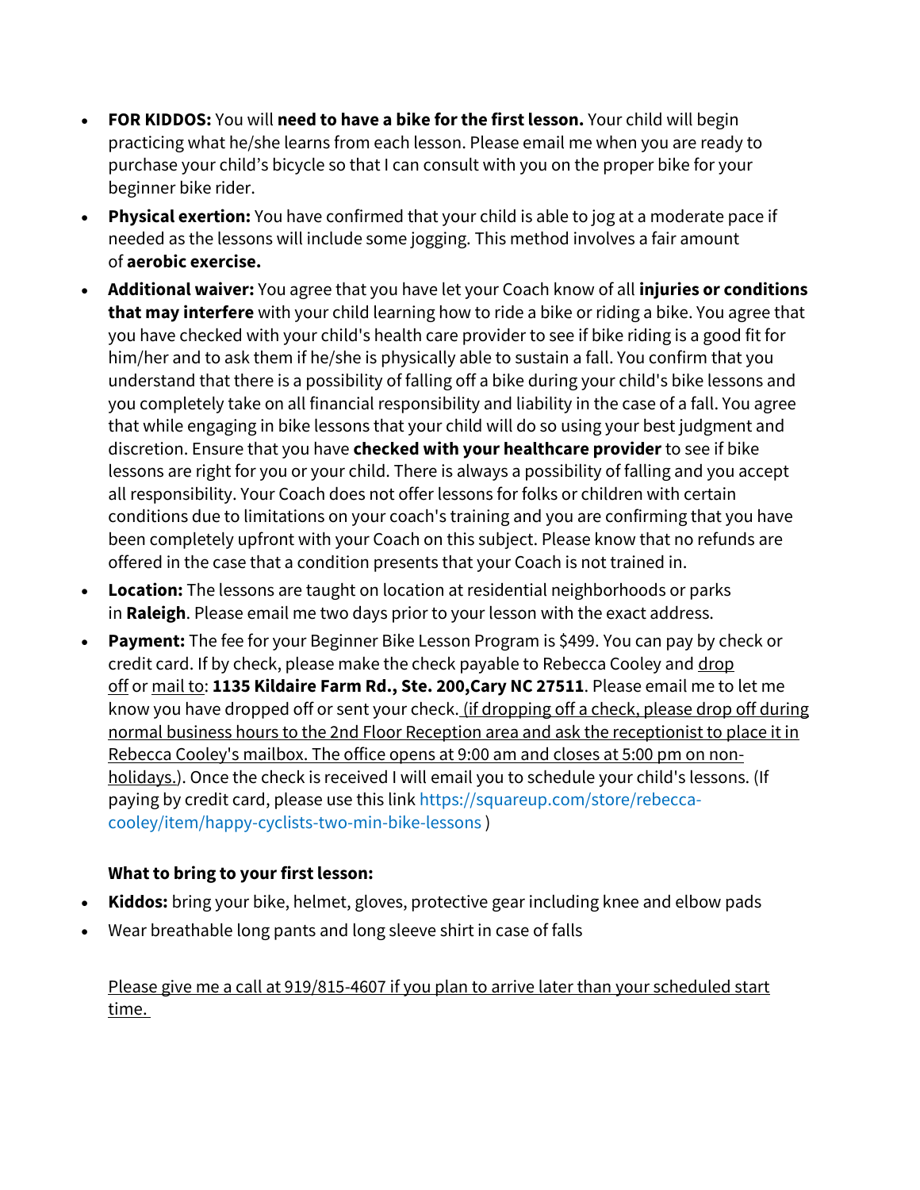- **FOR KIDDOS:** You will **need to have a bike for the first lesson.** Your child will begin practicing what he/she learns from each lesson. Please email me when you are ready to purchase your child's bicycle so that I can consult with you on the proper bike for your beginner bike rider.
- **Physical exertion:** You have confirmed that your child is able to jog at a moderate pace if needed as the lessons will include some jogging. This method involves a fair amount of **aerobic exercise.**
- **Additional waiver:** You agree that you have let your Coach know of all **injuries or conditions that may interfere** with your child learning how to ride a bike or riding a bike. You agree that you have checked with your child's health care provider to see if bike riding is a good fit for him/her and to ask them if he/she is physically able to sustain a fall. You confirm that you understand that there is a possibility of falling off a bike during your child's bike lessons and you completely take on all financial responsibility and liability in the case of a fall. You agree that while engaging in bike lessons that your child will do so using your best judgment and discretion. Ensure that you have **checked with your healthcare provider** to see if bike lessons are right for you or your child. There is always a possibility of falling and you accept all responsibility. Your Coach does not offer lessons for folks or children with certain conditions due to limitations on your coach's training and you are confirming that you have been completely upfront with your Coach on this subject. Please know that no refunds are offered in the case that a condition presents that your Coach is not trained in.
- **Location:** The lessons are taught on location at residential neighborhoods or parks in **Raleigh**. Please email me two days prior to your lesson with the exact address.
- **Payment:** The fee for your Beginner Bike Lesson Program is $499. You can pay by check or credit card. If by check, please make the check payable to Rebecca Cooley and drop off or mail to: **1135 Kildaire Farm Rd., Ste. 200,Cary NC 27511**. Please email me to let me know you have dropped off or sent your check. (if dropping off a check, please drop off during normal business hours to the 2nd Floor Reception area and ask the receptionist to place it in Rebecca Cooley's mailbox. The office opens at 9:00 am and closes at 5:00 pm on non-holidays.). Once the check is received I will email you to schedule your child's lessons. (If paying by credit card, please use this link https://squareup.com/store/rebecca-cooley/item/happy-cyclists-two-min-bike-lessons )

**What to bring to your first lesson:**

- **Kiddos:** bring your bike, helmet, gloves, protective gear including knee and elbow pads
- Wear breathable long pants and long sleeve shirt in case of falls

Please give me a call at 919/815-4607 if you plan to arrive later than your scheduled start time.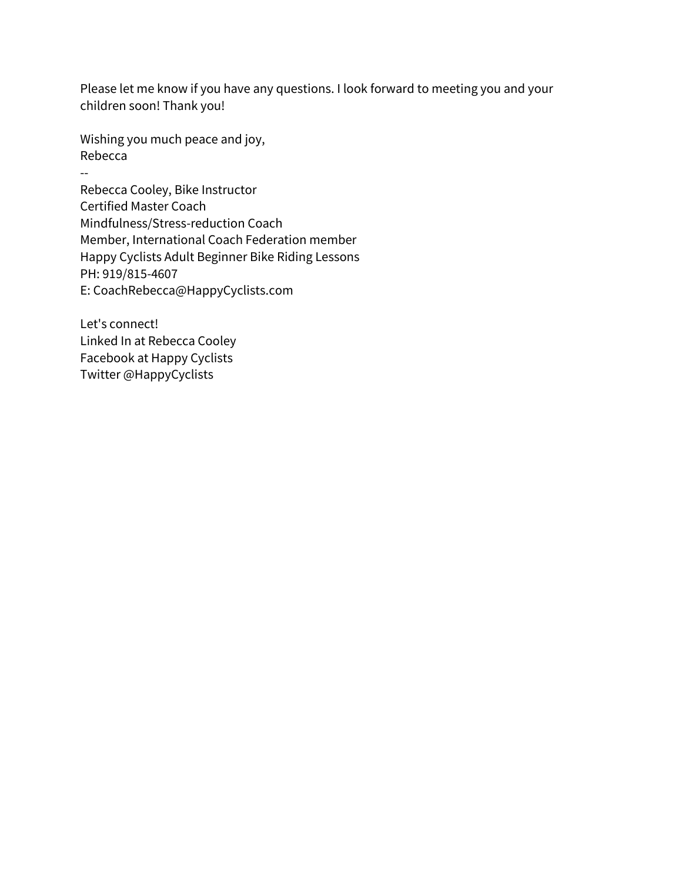Please let me know if you have any questions. I look forward to meeting you and your children soon! Thank you!

Wishing you much peace and joy,
Rebecca
--
Rebecca Cooley, Bike Instructor
Certified Master Coach
Mindfulness/Stress-reduction Coach
Member, International Coach Federation member
Happy Cyclists Adult Beginner Bike Riding Lessons
PH: 919/815-4607
E: CoachRebecca@HappyCyclists.com

Let's connect!
Linked In at Rebecca Cooley
Facebook at Happy Cyclists
Twitter @HappyCyclists